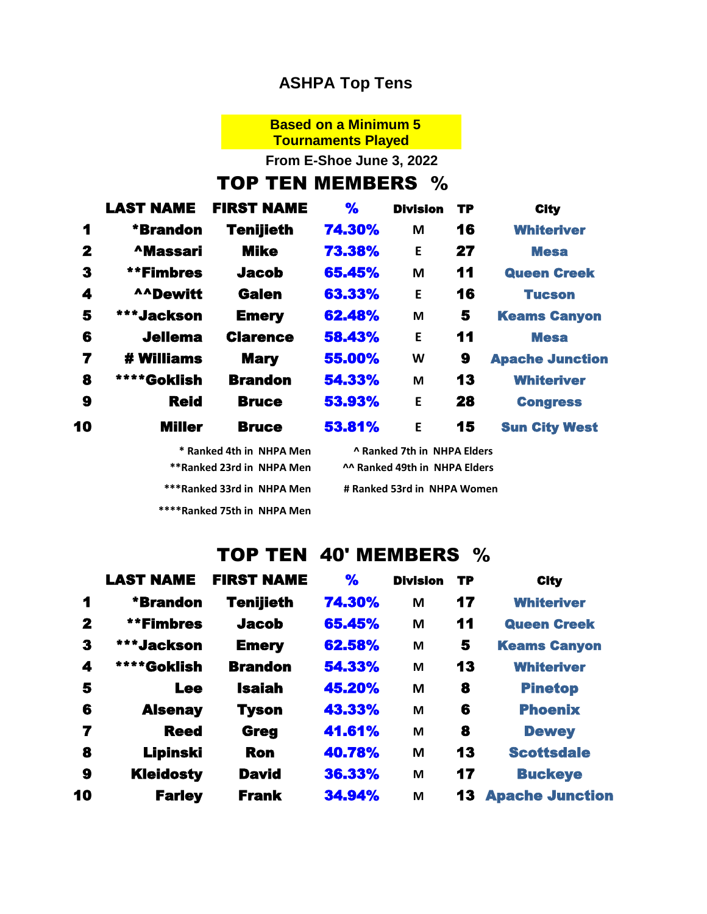# ASHPA Top Tens

**Based on a Minimum 5 Tournaments Played**

**From E-Shoe June 3, 2022**

## TOP TEN MEMBERS %

| | LAST NAME | FIRST NAME | % | Division | TP | City |
|---|---|---|---|---|---|---|
| 1 | *Brandon | Tenijieth | 74.30% | M | 16 | Whiteriver |
| 2 | ^Massari | Mike | 73.38% | E | 27 | Mesa |
| 3 | **Fimbres | Jacob | 65.45% | M | 11 | Queen Creek |
| 4 | ^^Dewitt | Galen | 63.33% | E | 16 | Tucson |
| 5 | ***Jackson | Emery | 62.48% | M | 5 | Keams Canyon |
| 6 | Jellema | Clarence | 58.43% | E | 11 | Mesa |
| 7 | # Williams | Mary | 55.00% | W | 9 | Apache Junction |
| 8 | ****Goklish | Brandon | 54.33% | M | 13 | Whiteriver |
| 9 | Reid | Bruce | 53.93% | E | 28 | Congress |
| 10 | Miller | Bruce | 53.81% | E | 15 | Sun City West |

* Ranked 4th in NHPA Men

**Ranked 23rd in NHPA Men

***Ranked 33rd in NHPA Men

****Ranked 75th in NHPA Men

^ Ranked 7th in NHPA Elders

^^ Ranked 49th in NHPA Elders

# Ranked 53rd in NHPA Women

## TOP TEN 40' MEMBERS %

| | LAST NAME | FIRST NAME | % | Division | TP | City |
|---|---|---|---|---|---|---|
| 1 | *Brandon | Tenijieth | 74.30% | M | 17 | Whiteriver |
| 2 | **Fimbres | Jacob | 65.45% | M | 11 | Queen Creek |
| 3 | ***Jackson | Emery | 62.58% | M | 5 | Keams Canyon |
| 4 | ****Goklish | Brandon | 54.33% | M | 13 | Whiteriver |
| 5 | Lee | Isaiah | 45.20% | M | 8 | Pinetop |
| 6 | Alsenay | Tyson | 43.33% | M | 6 | Phoenix |
| 7 | Reed | Greg | 41.61% | M | 8 | Dewey |
| 8 | Lipinski | Ron | 40.78% | M | 13 | Scottsdale |
| 9 | Kleidosty | David | 36.33% | M | 17 | Buckeye |
| 10 | Farley | Frank | 34.94% | M | 13 | Apache Junction |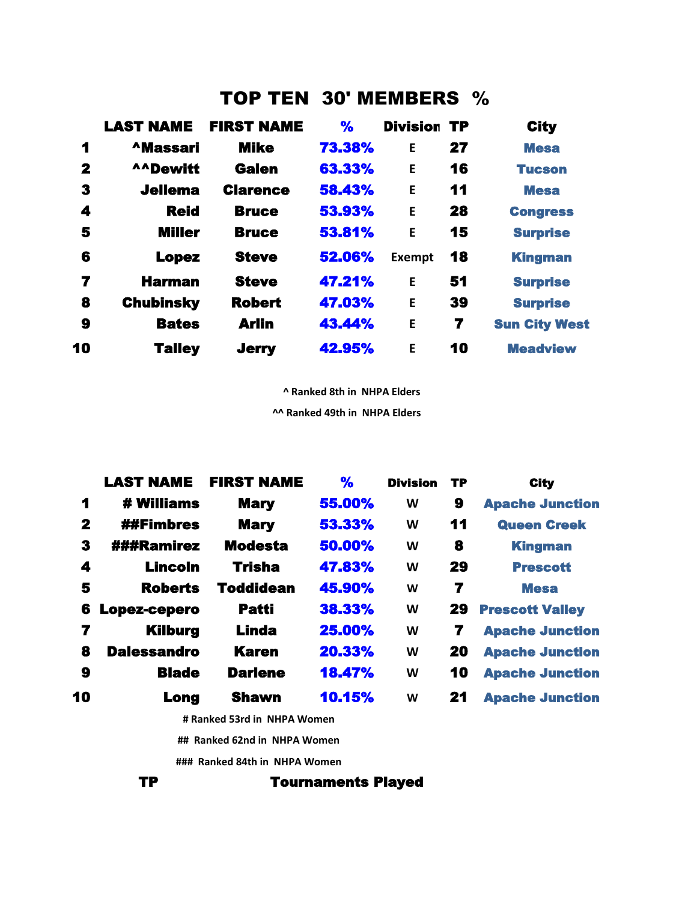# TOP TEN 30' MEMBERS %

| | LAST NAME | FIRST NAME | % | Division | TP | City |
|---|---|---|---|---|---|---|
| 1 | ^Massari | Mike | 73.38% | E | 27 | Mesa |
| 2 | ^^Dewitt | Galen | 63.33% | E | 16 | Tucson |
| 3 | Jellema | Clarence | 58.43% | E | 11 | Mesa |
| 4 | Reid | Bruce | 53.93% | E | 28 | Congress |
| 5 | Miller | Bruce | 53.81% | E | 15 | Surprise |
| 6 | Lopez | Steve | 52.06% | Exempt | 18 | Kingman |
| 7 | Harman | Steve | 47.21% | E | 51 | Surprise |
| 8 | Chubinsky | Robert | 47.03% | E | 39 | Surprise |
| 9 | Bates | Arlin | 43.44% | E | 7 | Sun City West |
| 10 | Talley | Jerry | 42.95% | E | 10 | Meadview |

^ Ranked 8th in NHPA Elders

^^ Ranked 49th in NHPA Elders

| | LAST NAME | FIRST NAME | % | Division | TP | City |
|---|---|---|---|---|---|---|
| 1 | # Williams | Mary | 55.00% | W | 9 | Apache Junction |
| 2 | ##Fimbres | Mary | 53.33% | W | 11 | Queen Creek |
| 3 | ###Ramirez | Modesta | 50.00% | W | 8 | Kingman |
| 4 | Lincoln | Trisha | 47.83% | W | 29 | Prescott |
| 5 | Roberts | Toddidean | 45.90% | W | 7 | Mesa |
| 6 | Lopez-cepero | Patti | 38.33% | W | 29 | Prescott Valley |
| 7 | Kilburg | Linda | 25.00% | W | 7 | Apache Junction |
| 8 | Dalessandro | Karen | 20.33% | W | 20 | Apache Junction |
| 9 | Blade | Darlene | 18.47% | W | 10 | Apache Junction |
| 10 | Long | Shawn | 10.15% | W | 21 | Apache Junction |

# Ranked 53rd in NHPA Women

## Ranked 62nd in NHPA Women

### Ranked 84th in NHPA Women

**TP** **Tournaments Played**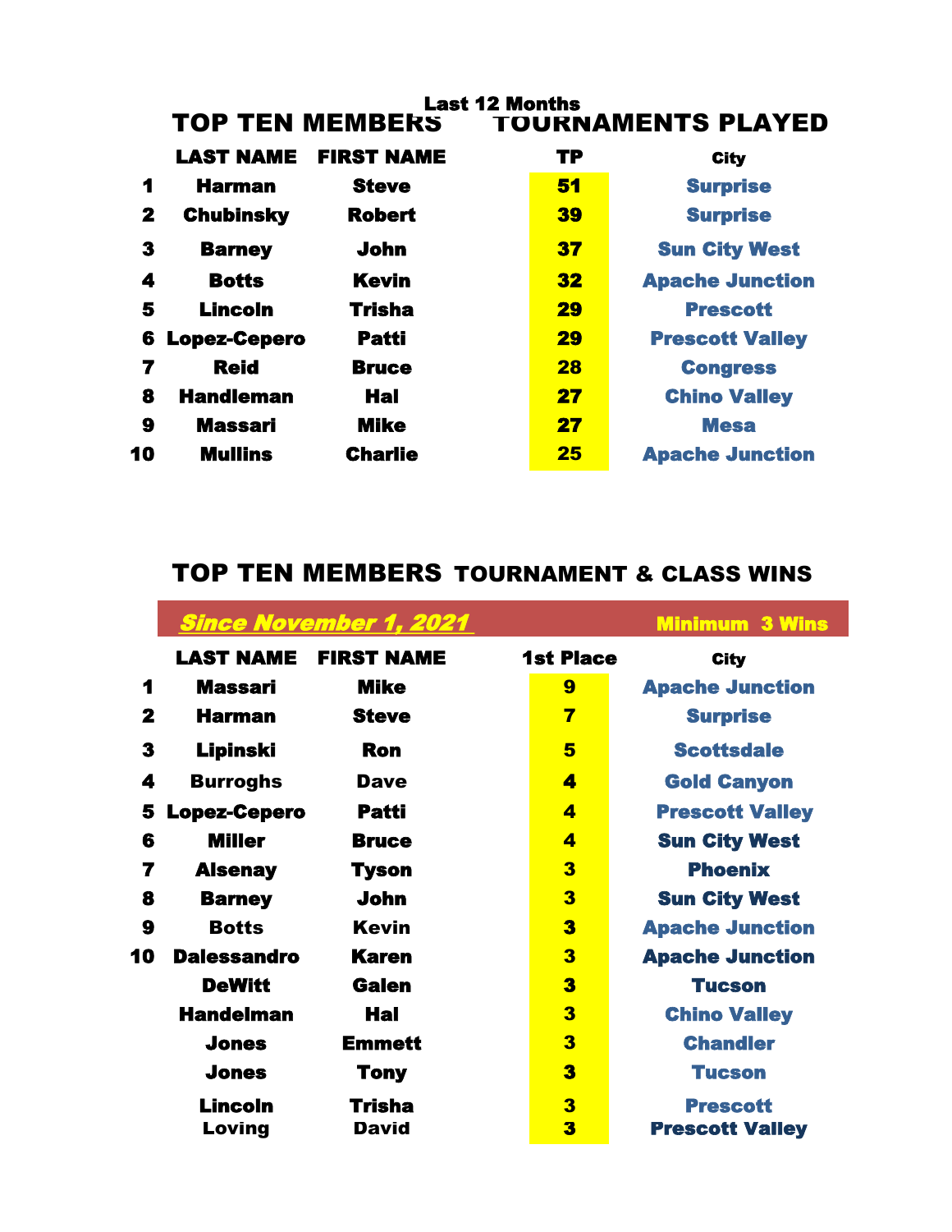## TOP TEN MEMBERS — Last 12 Months TOURNAMENTS PLAYED

| | LAST NAME | FIRST NAME | TP | City |
|---|---|---|---|---|
| 1 | Harman | Steve | 51 | Surprise |
| 2 | Chubinsky | Robert | 39 | Surprise |
| 3 | Barney | John | 37 | Sun City West |
| 4 | Botts | Kevin | 32 | Apache Junction |
| 5 | Lincoln | Trisha | 29 | Prescott |
| 6 | Lopez-Cepero | Patti | 29 | Prescott Valley |
| 7 | Reid | Bruce | 28 | Congress |
| 8 | Handleman | Hal | 27 | Chino Valley |
| 9 | Massari | Mike | 27 | Mesa |
| 10 | Mullins | Charlie | 25 | Apache Junction |

## TOP TEN MEMBERS TOURNAMENT & CLASS WINS

***Since November 1, 2021*** — **Minimum 3 Wins**

| | LAST NAME | FIRST NAME | 1st Place | City |
|---|---|---|---|---|
| 1 | Massari | Mike | 9 | Apache Junction |
| 2 | Harman | Steve | 7 | Surprise |
| 3 | Lipinski | Ron | 5 | Scottsdale |
| 4 | Burroghs | Dave | 4 | Gold Canyon |
| 5 | Lopez-Cepero | Patti | 4 | Prescott Valley |
| 6 | Miller | Bruce | 4 | Sun City West |
| 7 | Alsenay | Tyson | 3 | Phoenix |
| 8 | Barney | John | 3 | Sun City West |
| 9 | Botts | Kevin | 3 | Apache Junction |
| 10 | Dalessandro | Karen | 3 | Apache Junction |
| | DeWitt | Galen | 3 | Tucson |
| | Handelman | Hal | 3 | Chino Valley |
| | Jones | Emmett | 3 | Chandler |
| | Jones | Tony | 3 | Tucson |
| | Lincoln | Trisha | 3 | Prescott |
| | Loving | David | 3 | Prescott Valley |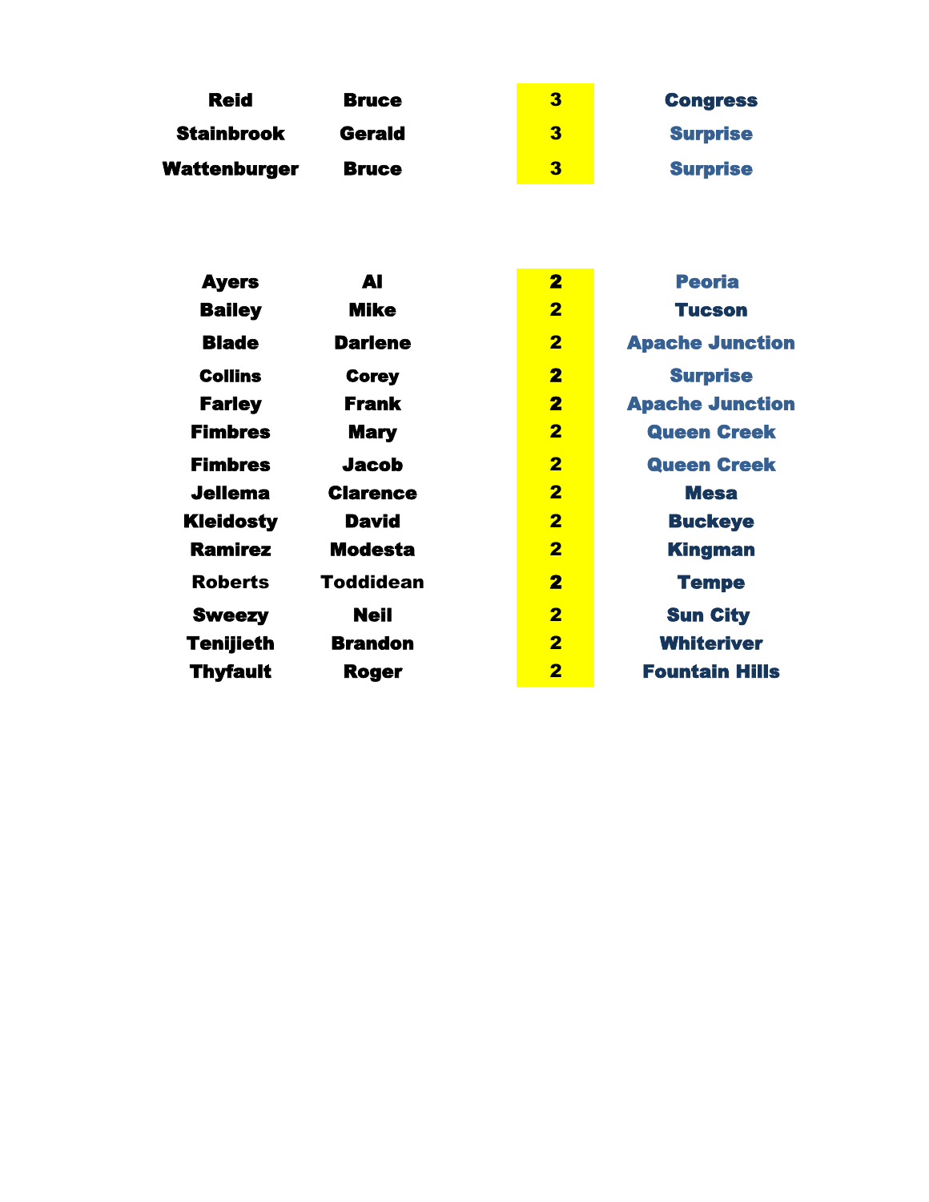| | | | |
|---|---|---|---|
| Reid | Bruce | 3 | Congress |
| Stainbrook | Gerald | 3 | Surprise |
| Wattenburger | Bruce | 3 | Surprise |

| | | | |
|---|---|---|---|
| Ayers | Al | 2 | Peoria |
| Bailey | Mike | 2 | Tucson |
| Blade | Darlene | 2 | Apache Junction |
| Collins | Corey | 2 | Surprise |
| Farley | Frank | 2 | Apache Junction |
| Fimbres | Mary | 2 | Queen Creek |
| Fimbres | Jacob | 2 | Queen Creek |
| Jellema | Clarence | 2 | Mesa |
| Kleidosty | David | 2 | Buckeye |
| Ramirez | Modesta | 2 | Kingman |
| Roberts | Toddidean | 2 | Tempe |
| Sweezy | Neil | 2 | Sun City |
| Tenijieth | Brandon | 2 | Whiteriver |
| Thyfault | Roger | 2 | Fountain Hills |